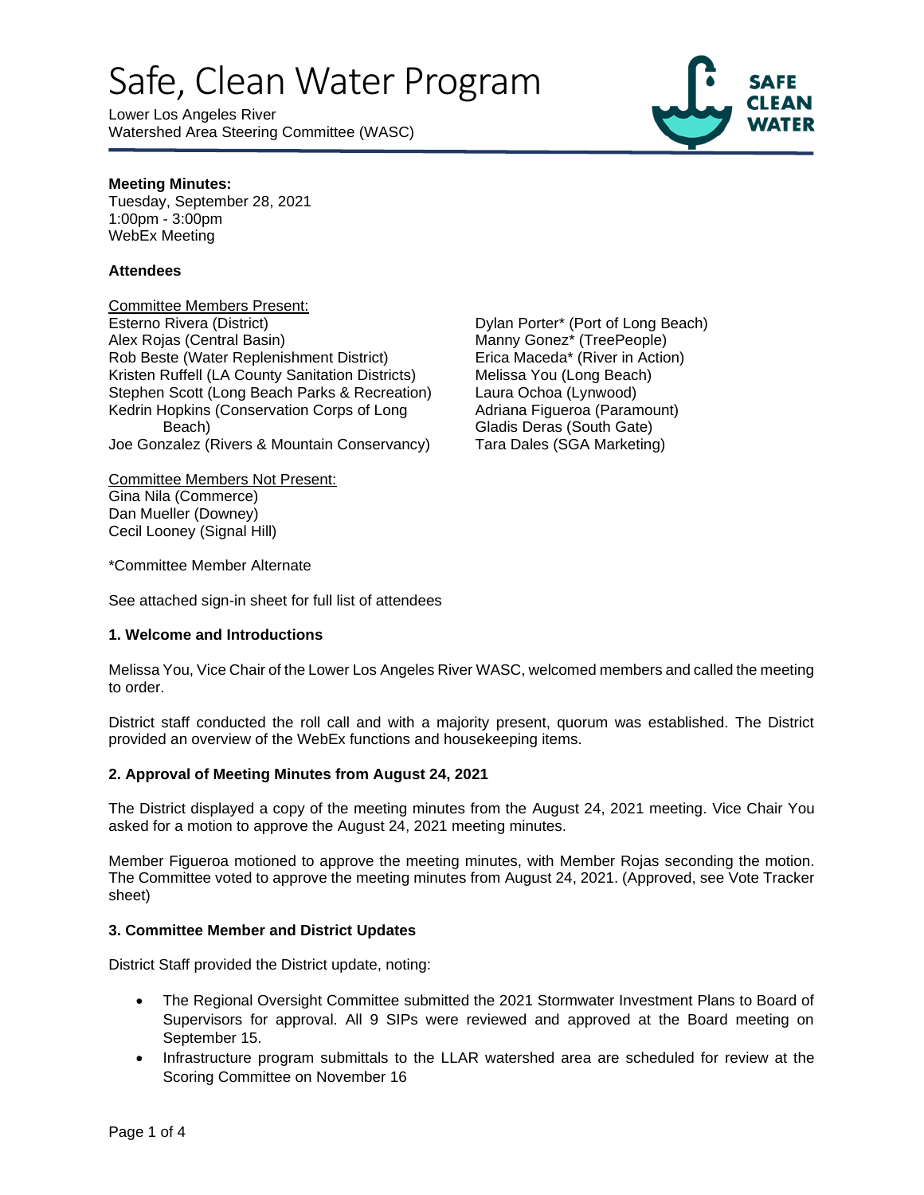# Safe, Clean Water Program

Lower Los Angeles River
Watershed Area Steering Committee (WASC)

**Meeting Minutes:**
Tuesday, September 28, 2021
1:00pm - 3:00pm
WebEx Meeting

**Attendees**

Committee Members Present:
Esterno Rivera (District)
Alex Rojas (Central Basin)
Rob Beste (Water Replenishment District)
Kristen Ruffell (LA County Sanitation Districts)
Stephen Scott (Long Beach Parks & Recreation)
Kedrin Hopkins (Conservation Corps of Long Beach)
Joe Gonzalez (Rivers & Mountain Conservancy)
Dylan Porter* (Port of Long Beach)
Manny Gonez* (TreePeople)
Erica Maceda* (River in Action)
Melissa You (Long Beach)
Laura Ochoa (Lynwood)
Adriana Figueroa (Paramount)
Gladis Deras (South Gate)
Tara Dales (SGA Marketing)

Committee Members Not Present:
Gina Nila (Commerce)
Dan Mueller (Downey)
Cecil Looney (Signal Hill)

*Committee Member Alternate

See attached sign-in sheet for full list of attendees

**1. Welcome and Introductions**

Melissa You, Vice Chair of the Lower Los Angeles River WASC, welcomed members and called the meeting to order.

District staff conducted the roll call and with a majority present, quorum was established. The District provided an overview of the WebEx functions and housekeeping items.

**2. Approval of Meeting Minutes from August 24, 2021**

The District displayed a copy of the meeting minutes from the August 24, 2021 meeting. Vice Chair You asked for a motion to approve the August 24, 2021 meeting minutes.

Member Figueroa motioned to approve the meeting minutes, with Member Rojas seconding the motion. The Committee voted to approve the meeting minutes from August 24, 2021. (Approved, see Vote Tracker sheet)

**3. Committee Member and District Updates**

District Staff provided the District update, noting:

- The Regional Oversight Committee submitted the 2021 Stormwater Investment Plans to Board of Supervisors for approval. All 9 SIPs were reviewed and approved at the Board meeting on September 15.
- Infrastructure program submittals to the LLAR watershed area are scheduled for review at the Scoring Committee on November 16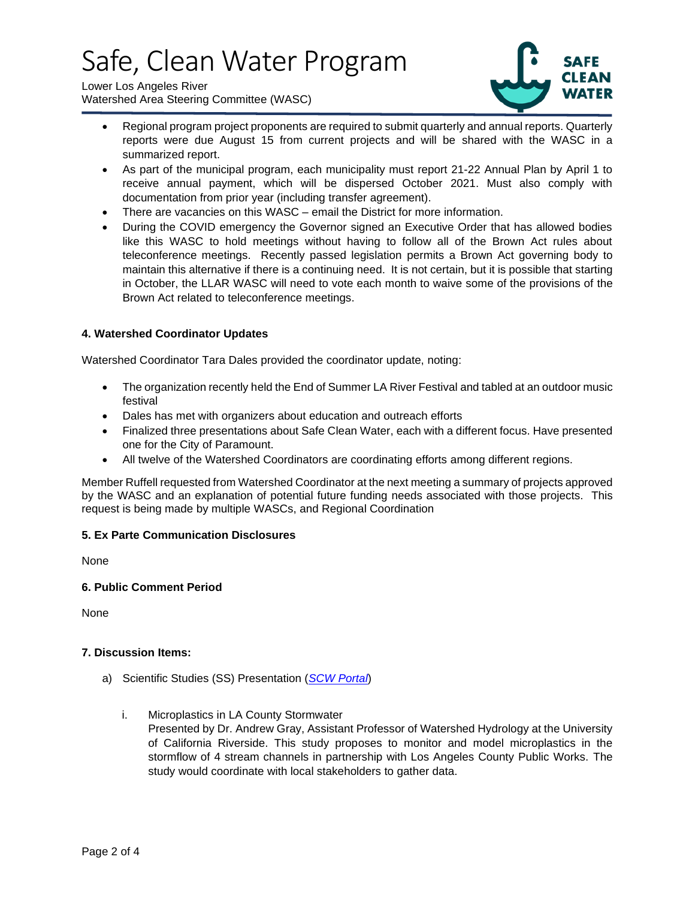- Regional program project proponents are required to submit quarterly and annual reports. Quarterly reports were due August 15 from current projects and will be shared with the WASC in a summarized report.
- As part of the municipal program, each municipality must report 21-22 Annual Plan by April 1 to receive annual payment, which will be dispersed October 2021. Must also comply with documentation from prior year (including transfer agreement).
- There are vacancies on this WASC – email the District for more information.
- During the COVID emergency the Governor signed an Executive Order that has allowed bodies like this WASC to hold meetings without having to follow all of the Brown Act rules about teleconference meetings. Recently passed legislation permits a Brown Act governing body to maintain this alternative if there is a continuing need. It is not certain, but it is possible that starting in October, the LLAR WASC will need to vote each month to waive some of the provisions of the Brown Act related to teleconference meetings.

**4. Watershed Coordinator Updates**

Watershed Coordinator Tara Dales provided the coordinator update, noting:

- The organization recently held the End of Summer LA River Festival and tabled at an outdoor music festival
- Dales has met with organizers about education and outreach efforts
- Finalized three presentations about Safe Clean Water, each with a different focus. Have presented one for the City of Paramount.
- All twelve of the Watershed Coordinators are coordinating efforts among different regions.

Member Ruffell requested from Watershed Coordinator at the next meeting a summary of projects approved by the WASC and an explanation of potential future funding needs associated with those projects. This request is being made by multiple WASCs, and Regional Coordination

**5. Ex Parte Communication Disclosures**

None

**6. Public Comment Period**

None

**7. Discussion Items:**

a) Scientific Studies (SS) Presentation (*SCW Portal*)

i. Microplastics in LA County Stormwater
Presented by Dr. Andrew Gray, Assistant Professor of Watershed Hydrology at the University of California Riverside. This study proposes to monitor and model microplastics in the stormflow of 4 stream channels in partnership with Los Angeles County Public Works. The study would coordinate with local stakeholders to gather data.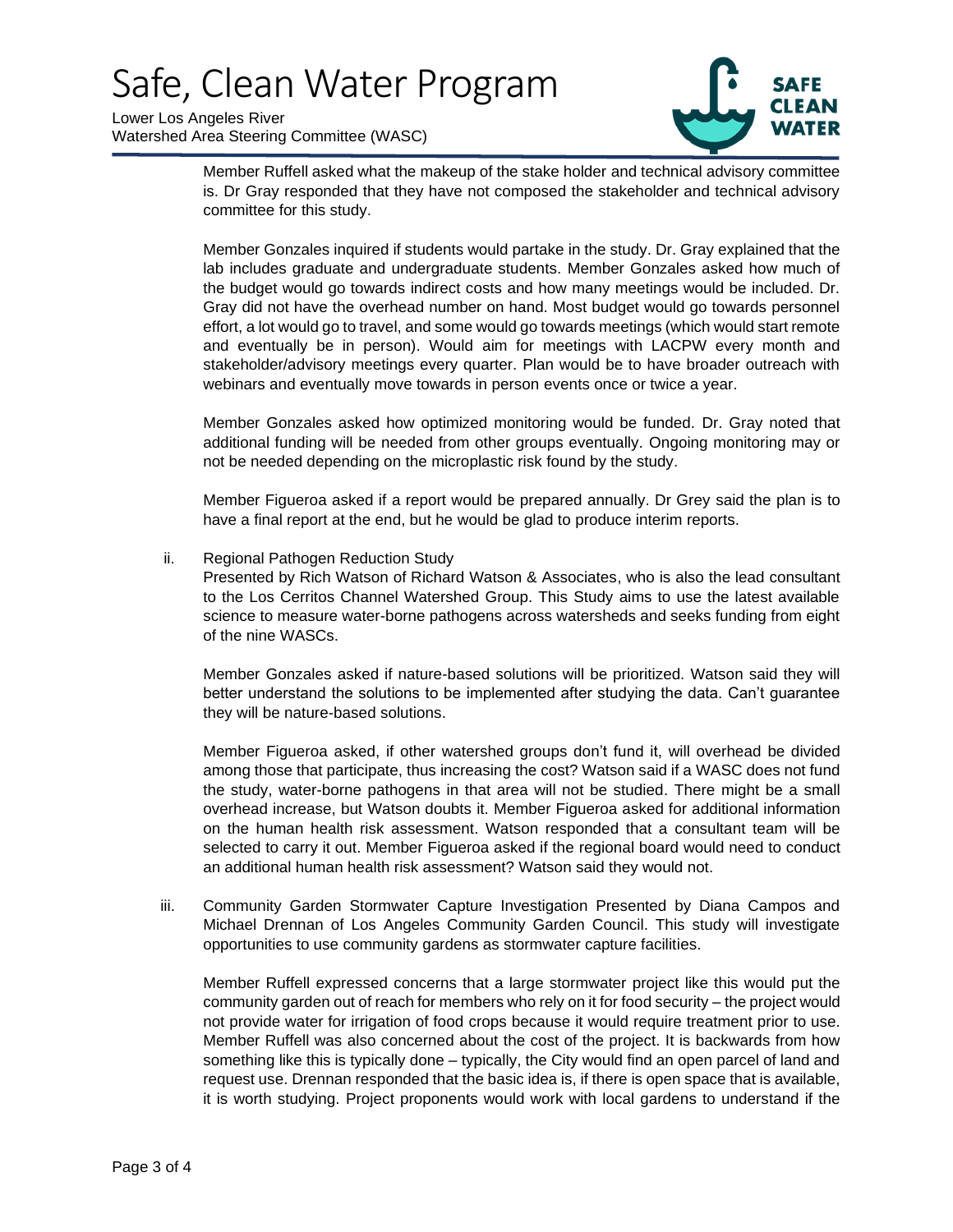Member Ruffell asked what the makeup of the stake holder and technical advisory committee is. Dr Gray responded that they have not composed the stakeholder and technical advisory committee for this study.

Member Gonzales inquired if students would partake in the study. Dr. Gray explained that the lab includes graduate and undergraduate students. Member Gonzales asked how much of the budget would go towards indirect costs and how many meetings would be included. Dr. Gray did not have the overhead number on hand. Most budget would go towards personnel effort, a lot would go to travel, and some would go towards meetings (which would start remote and eventually be in person). Would aim for meetings with LACPW every month and stakeholder/advisory meetings every quarter. Plan would be to have broader outreach with webinars and eventually move towards in person events once or twice a year.

Member Gonzales asked how optimized monitoring would be funded. Dr. Gray noted that additional funding will be needed from other groups eventually. Ongoing monitoring may or not be needed depending on the microplastic risk found by the study.

Member Figueroa asked if a report would be prepared annually. Dr Grey said the plan is to have a final report at the end, but he would be glad to produce interim reports.

ii. Regional Pathogen Reduction Study
Presented by Rich Watson of Richard Watson & Associates, who is also the lead consultant to the Los Cerritos Channel Watershed Group. This Study aims to use the latest available science to measure water-borne pathogens across watersheds and seeks funding from eight of the nine WASCs.

Member Gonzales asked if nature-based solutions will be prioritized. Watson said they will better understand the solutions to be implemented after studying the data. Can't guarantee they will be nature-based solutions.

Member Figueroa asked, if other watershed groups don't fund it, will overhead be divided among those that participate, thus increasing the cost? Watson said if a WASC does not fund the study, water-borne pathogens in that area will not be studied. There might be a small overhead increase, but Watson doubts it. Member Figueroa asked for additional information on the human health risk assessment. Watson responded that a consultant team will be selected to carry it out. Member Figueroa asked if the regional board would need to conduct an additional human health risk assessment? Watson said they would not.

iii. Community Garden Stormwater Capture Investigation Presented by Diana Campos and Michael Drennan of Los Angeles Community Garden Council. This study will investigate opportunities to use community gardens as stormwater capture facilities.

Member Ruffell expressed concerns that a large stormwater project like this would put the community garden out of reach for members who rely on it for food security – the project would not provide water for irrigation of food crops because it would require treatment prior to use. Member Ruffell was also concerned about the cost of the project. It is backwards from how something like this is typically done – typically, the City would find an open parcel of land and request use. Drennan responded that the basic idea is, if there is open space that is available, it is worth studying. Project proponents would work with local gardens to understand if the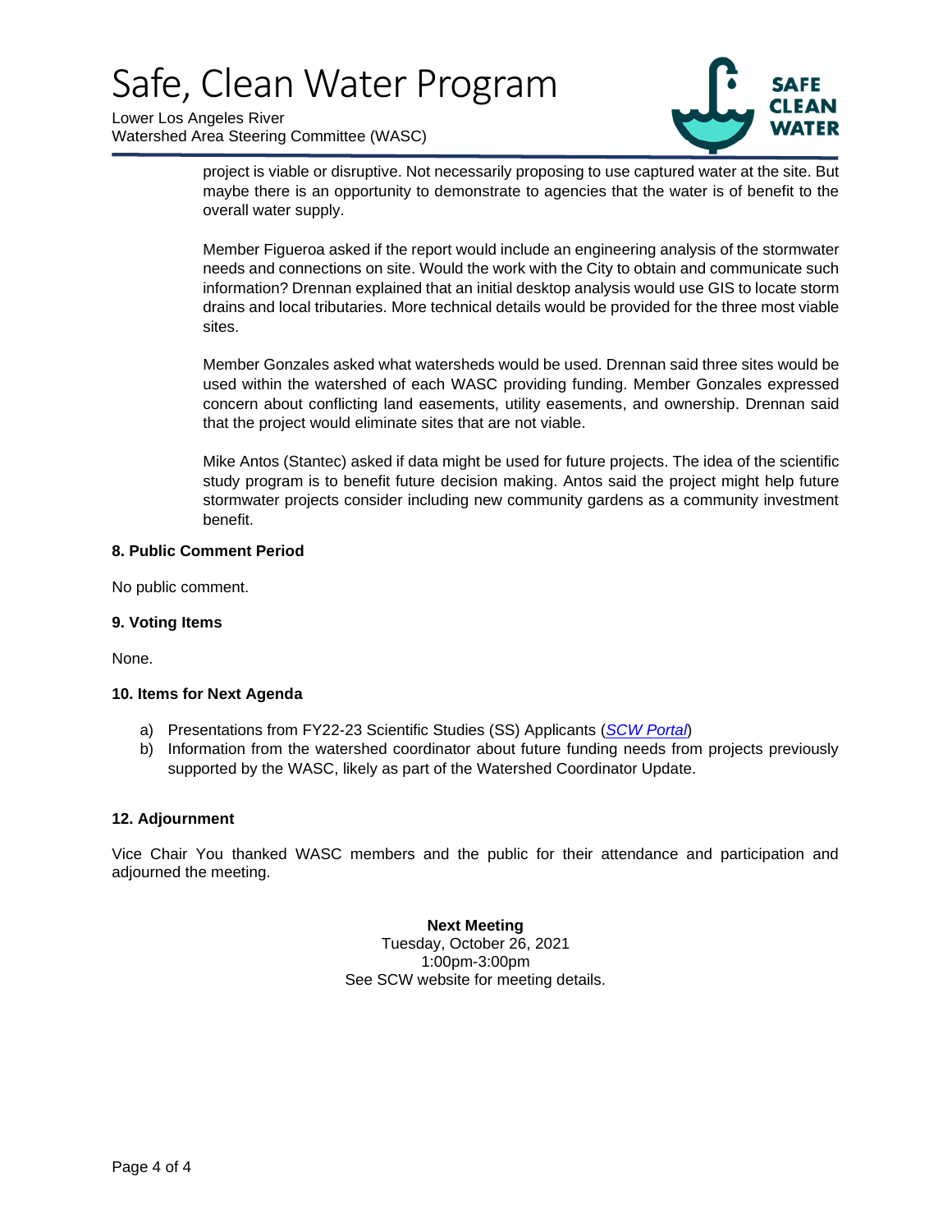project is viable or disruptive. Not necessarily proposing to use captured water at the site. But maybe there is an opportunity to demonstrate to agencies that the water is of benefit to the overall water supply.

Member Figueroa asked if the report would include an engineering analysis of the stormwater needs and connections on site. Would the work with the City to obtain and communicate such information? Drennan explained that an initial desktop analysis would use GIS to locate storm drains and local tributaries. More technical details would be provided for the three most viable sites.

Member Gonzales asked what watersheds would be used. Drennan said three sites would be used within the watershed of each WASC providing funding. Member Gonzales expressed concern about conflicting land easements, utility easements, and ownership. Drennan said that the project would eliminate sites that are not viable.

Mike Antos (Stantec) asked if data might be used for future projects. The idea of the scientific study program is to benefit future decision making. Antos said the project might help future stormwater projects consider including new community gardens as a community investment benefit.

**8. Public Comment Period**

No public comment.

**9. Voting Items**

None.

**10. Items for Next Agenda**

a) Presentations from FY22-23 Scientific Studies (SS) Applicants (*SCW Portal*)
b) Information from the watershed coordinator about future funding needs from projects previously supported by the WASC, likely as part of the Watershed Coordinator Update.

**12. Adjournment**

Vice Chair You thanked WASC members and the public for their attendance and participation and adjourned the meeting.

**Next Meeting**
Tuesday, October 26, 2021
1:00pm-3:00pm
See SCW website for meeting details.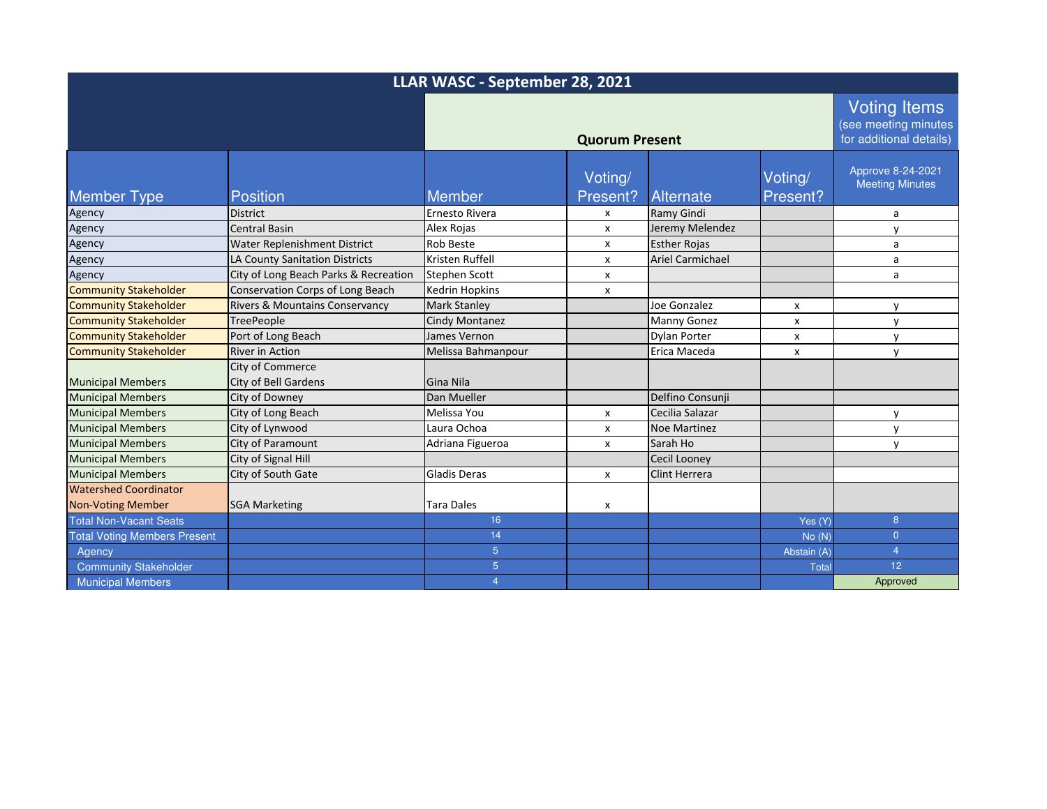| LLAR WASC - September 28, 2021 | | | | | | |
|---|---|---|---|---|---|---|
| | | Quorum Present | | | | Voting Items (see meeting minutes for additional details) |
| Member Type | Position | Member | Voting/ Present? | Alternate | Voting/ Present? | Approve 8-24-2021 Meeting Minutes |
| Agency | District | Ernesto Rivera | x | Ramy Gindi | | a |
| Agency | Central Basin | Alex Rojas | x | Jeremy Melendez | | y |
| Agency | Water Replenishment District | Rob Beste | x | Esther Rojas | | a |
| Agency | LA County Sanitation Districts | Kristen Ruffell | x | Ariel Carmichael | | a |
| Agency | City of Long Beach Parks & Recreation | Stephen Scott | x | | | a |
| Community Stakeholder | Conservation Corps of Long Beach | Kedrin Hopkins | x | | | |
| Community Stakeholder | Rivers & Mountains Conservancy | Mark Stanley | | Joe Gonzalez | x | y |
| Community Stakeholder | TreePeople | Cindy Montanez | | Manny Gonez | x | y |
| Community Stakeholder | Port of Long Beach | James Vernon | | Dylan Porter | x | y |
| Community Stakeholder | River in Action | Melissa Bahmanpour | | Erica Maceda | x | y |
| Municipal Members | City of Commerce City of Bell Gardens | Gina Nila | | | | |
| Municipal Members | City of Downey | Dan Mueller | | Delfino Consunji | | |
| Municipal Members | City of Long Beach | Melissa You | x | Cecilia Salazar | | y |
| Municipal Members | City of Lynwood | Laura Ochoa | x | Noe Martinez | | y |
| Municipal Members | City of Paramount | Adriana Figueroa | x | Sarah Ho | | y |
| Municipal Members | City of Signal Hill | | | Cecil Looney | | |
| Municipal Members | City of South Gate | Gladis Deras | x | Clint Herrera | | |
| Watershed Coordinator Non-Voting Member | SGA Marketing | Tara Dales | x | | | |
| Total Non-Vacant Seats | | 16 | | | Yes (Y) | 8 |
| Total Voting Members Present | | 14 | | | No (N) | 0 |
| Agency | | 5 | | | Abstain (A) | 4 |
| Community Stakeholder | | 5 | | | Total | 12 |
| Municipal Members | | 4 | | | | Approved |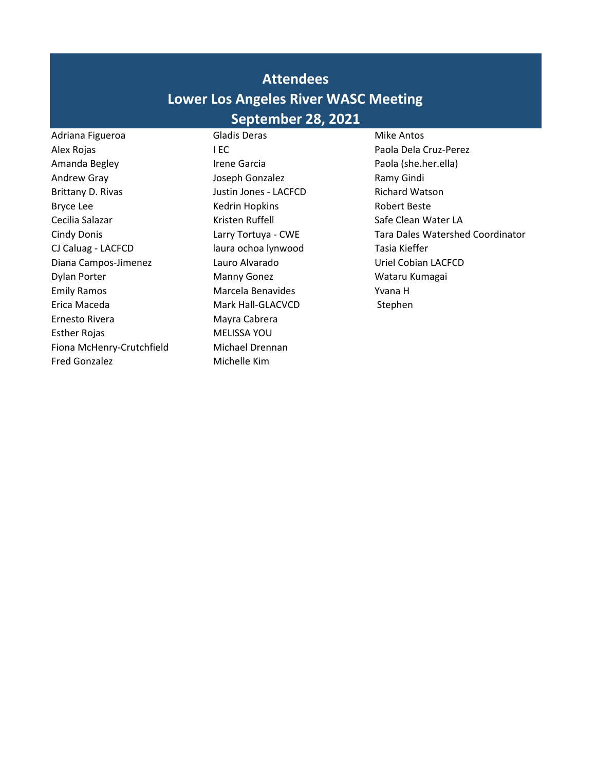# Attendees
## Lower Los Angeles River WASC Meeting
## September 28, 2021

Adriana Figueroa
Alex Rojas
Amanda Begley
Andrew Gray
Brittany D. Rivas
Bryce Lee
Cecilia Salazar
Cindy Donis
CJ Caluag - LACFCD
Diana Campos-Jimenez
Dylan Porter
Emily Ramos
Erica Maceda
Ernesto Rivera
Esther Rojas
Fiona McHenry-Crutchfield
Fred Gonzalez
Gladis Deras
I EC
Irene Garcia
Joseph Gonzalez
Justin Jones - LACFCD
Kedrin Hopkins
Kristen Ruffell
Larry Tortuya - CWE
laura ochoa lynwood
Lauro Alvarado
Manny Gonez
Marcela Benavides
Mark Hall-GLACVCD
Mayra Cabrera
MELISSA YOU
Michael Drennan
Michelle Kim
Mike Antos
Paola Dela Cruz-Perez
Paola (she.her.ella)
Ramy Gindi
Richard Watson
Robert Beste
Safe Clean Water LA
Tara Dales Watershed Coordinator
Tasia Kieffer
Uriel Cobian LACFCD
Wataru Kumagai
Yvana H
Stephen